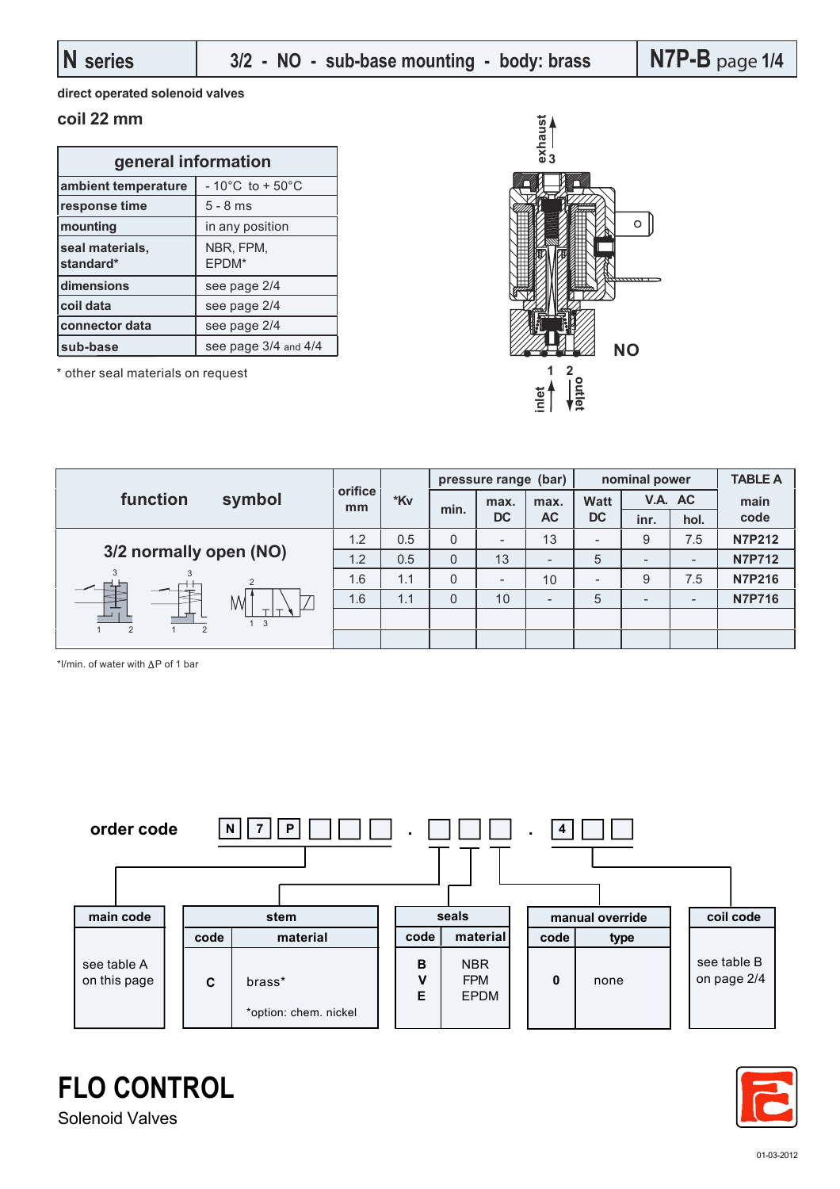# N series — 3/2 - NO - sub-base mounting - body: brass — N7P-B

**direct operated solenoid valves**

## coil 22 mm

| general information | |
|---|---|
| ambient temperature | - 10°C to + 50°C |
| response time | 5 - 8 ms |
| mounting | in any position |
| seal materials, standard* | NBR, FPM, EPDM* |
| dimensions | see page 2/4 |
| coil data | see page 2/4 |
| connector data | see page 2/4 |
| sub-base | see page 3/4 and 4/4 |

\* other seal materials on request

exhaust 3

NO

1 inlet, 2 outlet

| function symbol | orifice mm | *Kv | pressure range (bar) min. | max. DC | max. AC | nominal power Watt DC | V.A. AC inr. | V.A. AC hol. | TABLE A main code |
|---|---|---|---|---|---|---|---|---|---|
| 3/2 normally open (NO) | 1.2 | 0.5 | 0 | - | 13 | - | 9 | 7.5 | N7P212 |
| | 1.2 | 0.5 | 0 | 13 | - | 5 | - | - | N7P712 |
| | 1.6 | 1.1 | 0 | - | 10 | - | 9 | 7.5 | N7P216 |
| | 1.6 | 1.1 | 0 | 10 | - | 5 | - | - | N7P716 |

*l/min. of water with ΔP of 1 bar

## order code

N 7 P ☐ ☐ ☐ . ☐ ☐ ☐ . 4 ☐ ☐

| main code |
|---|
| see table A on this page |

| stem code | material |
|---|---|
| C | brass* |
| | *option: chem. nickel |

| seals code | material |
|---|---|
| B | NBR |
| V | FPM |
| E | EPDM |

| manual override code | type |
|---|---|
| 0 | none |

| coil code |
|---|
| see table B on page 2/4 |

**FLO CONTROL**
Solenoid Valves

01-03-2012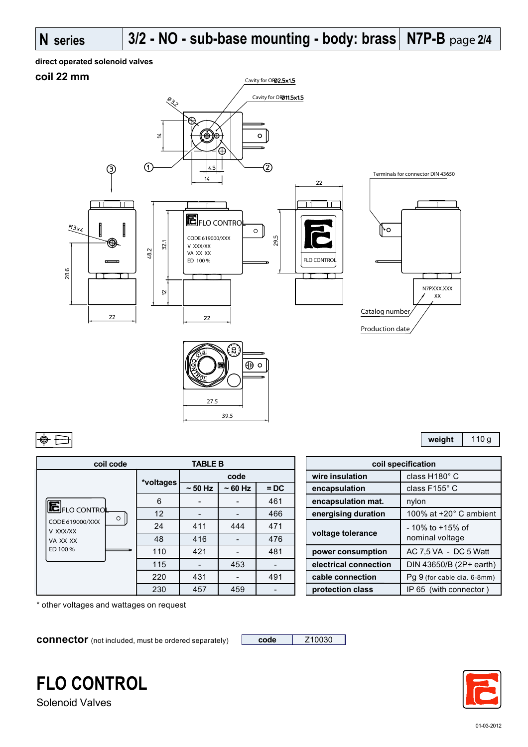# N series | 3/2 - NO - sub-base mounting - body: brass | N7P-B

**direct operated solenoid valves**

## coil 22 mm

Cavity for OR Ø2,5x1,5

Cavity for OR Ø11,5x1,5

Terminals for connector DIN 43650

Catalog number

Production date

| weight | 110 g |
|---|---|

| coil code | TABLE B | | | |
|---|---|---|---|---|
| | *voltages | code | | |
| | | ~ 50 Hz | ~ 60 Hz | = DC |
| | 6 | - | - | 461 |
| | 12 | - | - | 466 |
| | 24 | 411 | 444 | 471 |
| | 48 | 416 | - | 476 |
| | 110 | 421 | - | 481 |
| | 115 | - | 453 | - |
| | 220 | 431 | - | 491 |
| | 230 | 457 | 459 | - |

\* other voltages and wattages on request

| coil specification | |
|---|---|
| wire insulation | class H180° C |
| encapsulation | class F155° C |
| encapsulation mat. | nylon |
| energising duration | 100% at +20° C ambient |
| voltage tolerance | - 10% to +15% of nominal voltage |
| power consumption | AC 7,5 VA - DC 5 Watt |
| electrical connection | DIN 43650/B (2P+ earth) |
| cable connection | Pg 9 (for cable dia. 6-8mm) |
| protection class | IP 65 (with connector ) |

**connector** (not included, must be ordered separately)

| code | Z10030 |
|---|---|

**FLO CONTROL**

Solenoid Valves

01-03-2012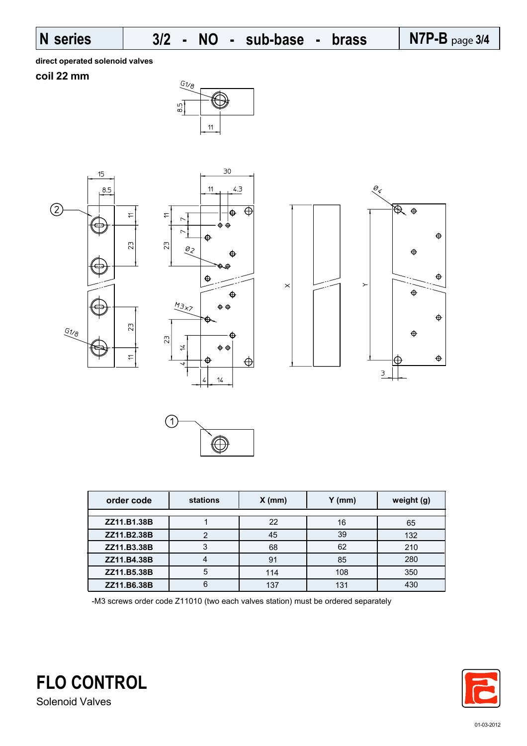# N series | 3/2 - NO - sub-base - brass | N7P-B

**direct operated solenoid valves**

**coil 22 mm**

| order code | stations | X (mm) | Y (mm) | weight (g) |
|---|---|---|---|---|
| ZZ11.B1.38B | 1 | 22 | 16 | 65 |
| ZZ11.B2.38B | 2 | 45 | 39 | 132 |
| ZZ11.B3.38B | 3 | 68 | 62 | 210 |
| ZZ11.B4.38B | 4 | 91 | 85 | 280 |
| ZZ11.B5.38B | 5 | 114 | 108 | 350 |
| ZZ11.B6.38B | 6 | 137 | 131 | 430 |

-M3 screws order code Z11010 (two each valves station) must be ordered separately

**FLO CONTROL**

Solenoid Valves

01-03-2012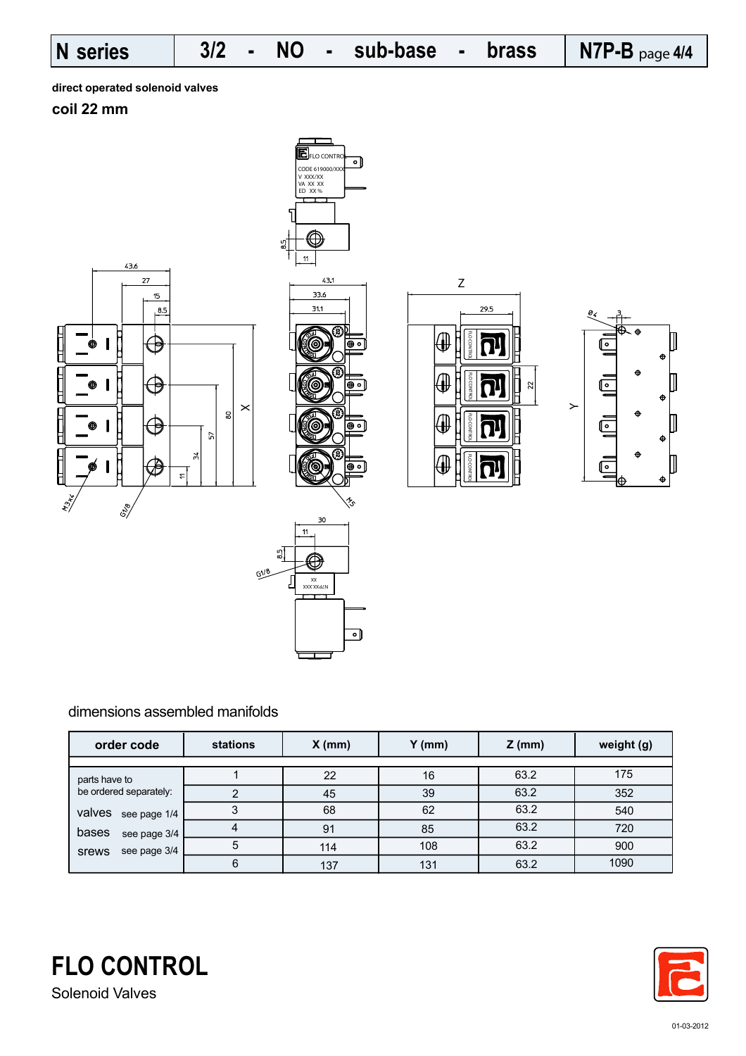# N series | 3/2 - NO - sub-base - brass | N7P-B page 4/4

**direct operated solenoid valves**

**coil 22 mm**

FLO CONTROL
CODE 619000/XXX
V XXX/XX
VA XX XX
ED XX %

8.5
11

43.6
27
15
8.5

43.1
33.6
31.1

Z
29.5

Ø4
3

22

80
57
34
11
X

Y

M3x4
G1/8
M5

30
11
8.5
G1/8

dimensions assembled manifolds

| order code | stations | X (mm) | Y (mm) | Z (mm) | weight (g) |
|---|---|---|---|---|---|
| parts have to be ordered separately: | 1 | 22 | 16 | 63.2 | 175 |
| | 2 | 45 | 39 | 63.2 | 352 |
| valves see page 1/4 | 3 | 68 | 62 | 63.2 | 540 |
| bases see page 3/4 | 4 | 91 | 85 | 63.2 | 720 |
| srews see page 3/4 | 5 | 114 | 108 | 63.2 | 900 |
| | 6 | 137 | 131 | 63.2 | 1090 |

**FLO CONTROL**

Solenoid Valves

01-03-2012